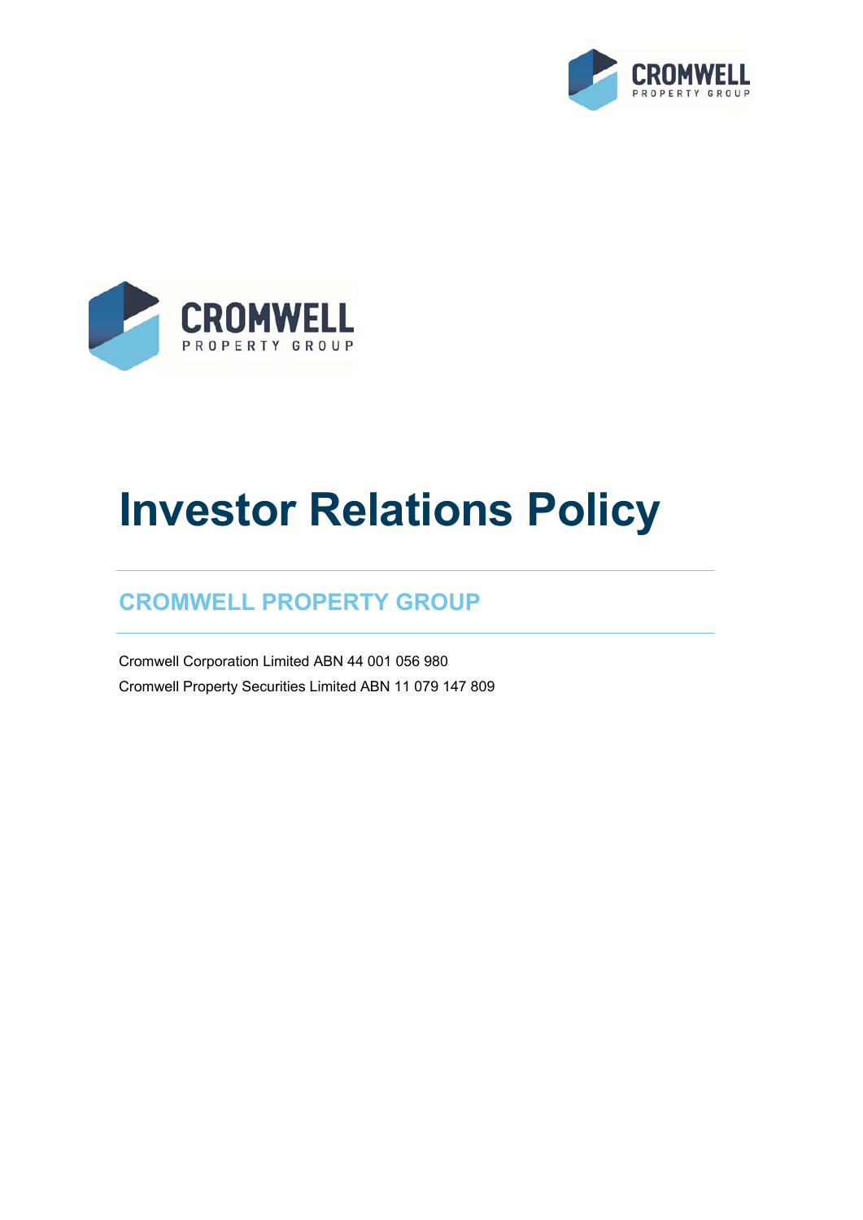# Investor Relations Policy

## CROMWELL PROPERTY GROUP

Cromwell Corporation Limited ABN 44 001 056 980

Cromwell Property Securities Limited ABN 11 079 147 809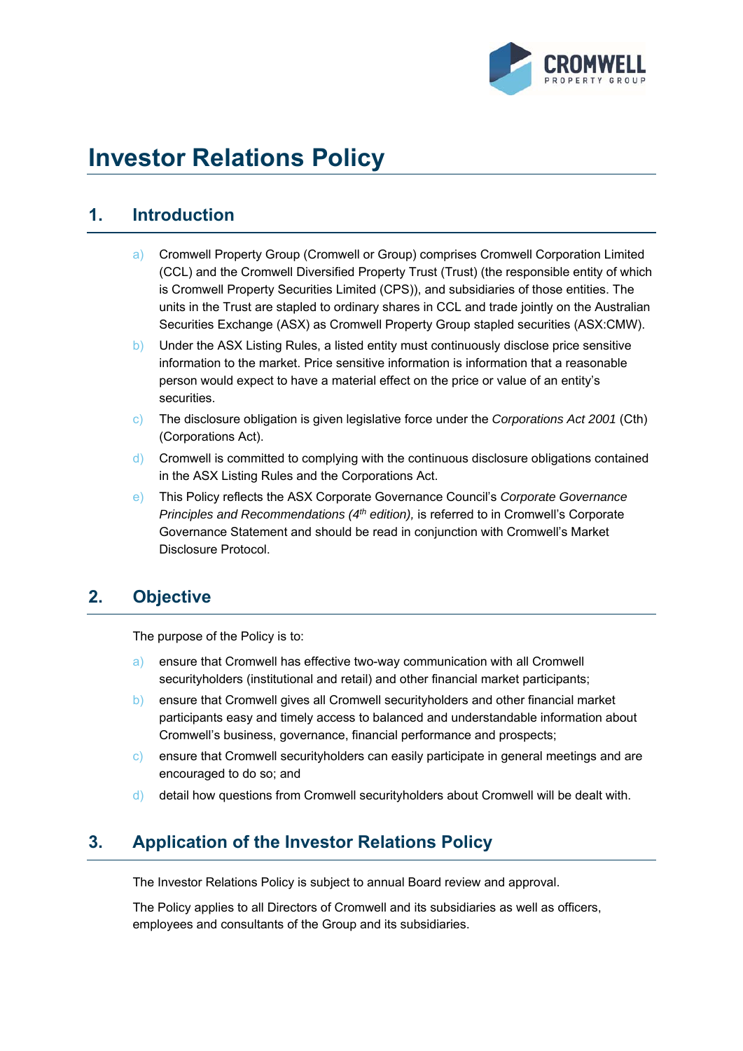# Investor Relations Policy

## 1. Introduction

a) Cromwell Property Group (Cromwell or Group) comprises Cromwell Corporation Limited (CCL) and the Cromwell Diversified Property Trust (Trust) (the responsible entity of which is Cromwell Property Securities Limited (CPS)), and subsidiaries of those entities. The units in the Trust are stapled to ordinary shares in CCL and trade jointly on the Australian Securities Exchange (ASX) as Cromwell Property Group stapled securities (ASX:CMW).

b) Under the ASX Listing Rules, a listed entity must continuously disclose price sensitive information to the market. Price sensitive information is information that a reasonable person would expect to have a material effect on the price or value of an entity's securities.

c) The disclosure obligation is given legislative force under the *Corporations Act 2001* (Cth) (Corporations Act).

d) Cromwell is committed to complying with the continuous disclosure obligations contained in the ASX Listing Rules and the Corporations Act.

e) This Policy reflects the ASX Corporate Governance Council's *Corporate Governance Principles and Recommendations (4th edition),* is referred to in Cromwell's Corporate Governance Statement and should be read in conjunction with Cromwell's Market Disclosure Protocol.

## 2. Objective

The purpose of the Policy is to:

a) ensure that Cromwell has effective two-way communication with all Cromwell securityholders (institutional and retail) and other financial market participants;

b) ensure that Cromwell gives all Cromwell securityholders and other financial market participants easy and timely access to balanced and understandable information about Cromwell's business, governance, financial performance and prospects;

c) ensure that Cromwell securityholders can easily participate in general meetings and are encouraged to do so; and

d) detail how questions from Cromwell securityholders about Cromwell will be dealt with.

## 3. Application of the Investor Relations Policy

The Investor Relations Policy is subject to annual Board review and approval.

The Policy applies to all Directors of Cromwell and its subsidiaries as well as officers, employees and consultants of the Group and its subsidiaries.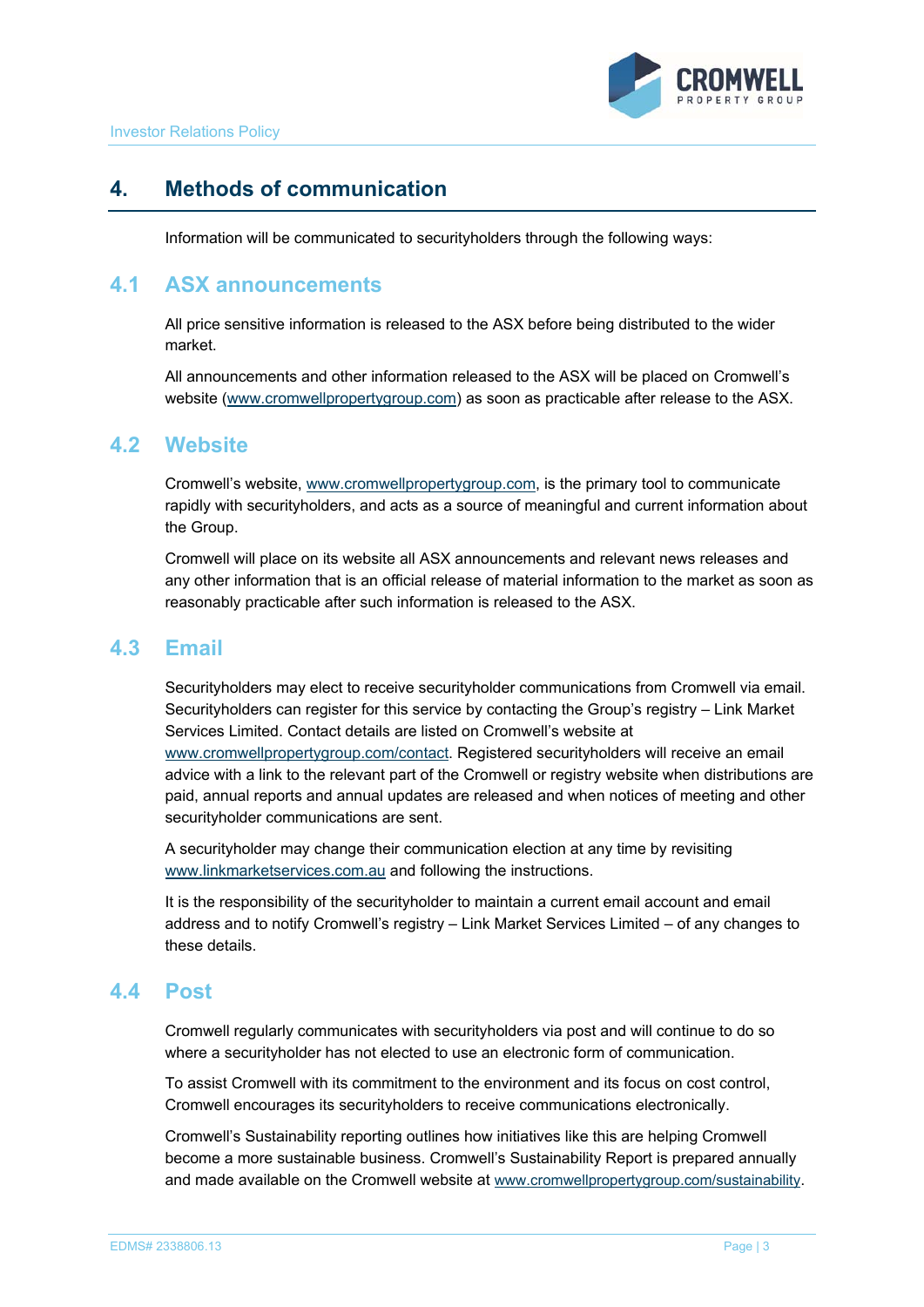# 4. Methods of communication

Information will be communicated to securityholders through the following ways:

## 4.1 ASX announcements

All price sensitive information is released to the ASX before being distributed to the wider market.

All announcements and other information released to the ASX will be placed on Cromwell's website (www.cromwellpropertygroup.com) as soon as practicable after release to the ASX.

## 4.2 Website

Cromwell's website, www.cromwellpropertygroup.com, is the primary tool to communicate rapidly with securityholders, and acts as a source of meaningful and current information about the Group.

Cromwell will place on its website all ASX announcements and relevant news releases and any other information that is an official release of material information to the market as soon as reasonably practicable after such information is released to the ASX.

## 4.3 Email

Securityholders may elect to receive securityholder communications from Cromwell via email. Securityholders can register for this service by contacting the Group's registry – Link Market Services Limited. Contact details are listed on Cromwell's website at www.cromwellpropertygroup.com/contact. Registered securityholders will receive an email advice with a link to the relevant part of the Cromwell or registry website when distributions are paid, annual reports and annual updates are released and when notices of meeting and other securityholder communications are sent.

A securityholder may change their communication election at any time by revisiting www.linkmarketservices.com.au and following the instructions.

It is the responsibility of the securityholder to maintain a current email account and email address and to notify Cromwell's registry – Link Market Services Limited – of any changes to these details.

## 4.4 Post

Cromwell regularly communicates with securityholders via post and will continue to do so where a securityholder has not elected to use an electronic form of communication.

To assist Cromwell with its commitment to the environment and its focus on cost control, Cromwell encourages its securityholders to receive communications electronically.

Cromwell's Sustainability reporting outlines how initiatives like this are helping Cromwell become a more sustainable business. Cromwell's Sustainability Report is prepared annually and made available on the Cromwell website at www.cromwellpropertygroup.com/sustainability.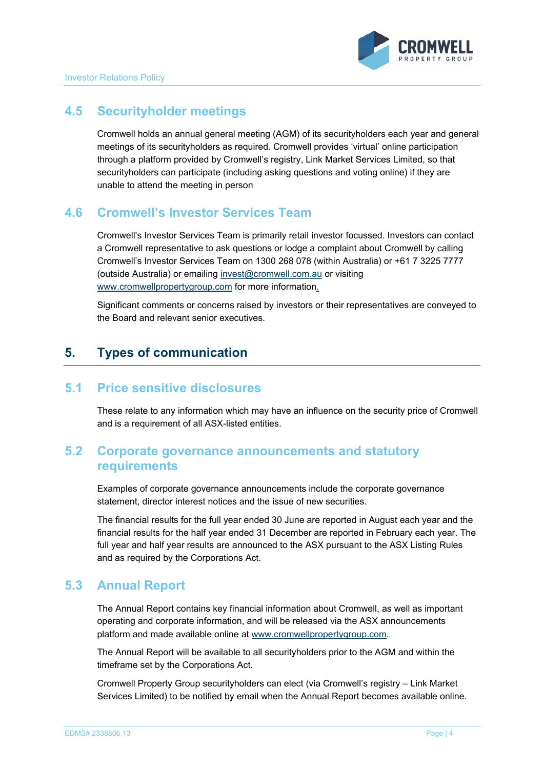## 4.5 Securityholder meetings

Cromwell holds an annual general meeting (AGM) of its securityholders each year and general meetings of its securityholders as required. Cromwell provides 'virtual' online participation through a platform provided by Cromwell's registry, Link Market Services Limited, so that securityholders can participate (including asking questions and voting online) if they are unable to attend the meeting in person

## 4.6 Cromwell's Investor Services Team

Cromwell's Investor Services Team is primarily retail investor focussed. Investors can contact a Cromwell representative to ask questions or lodge a complaint about Cromwell by calling Cromwell's Investor Services Team on 1300 268 078 (within Australia) or +61 7 3225 7777 (outside Australia) or emailing invest@cromwell.com.au or visiting www.cromwellpropertygroup.com for more information.

Significant comments or concerns raised by investors or their representatives are conveyed to the Board and relevant senior executives.

# 5. Types of communication

## 5.1 Price sensitive disclosures

These relate to any information which may have an influence on the security price of Cromwell and is a requirement of all ASX-listed entities.

## 5.2 Corporate governance announcements and statutory requirements

Examples of corporate governance announcements include the corporate governance statement, director interest notices and the issue of new securities.

The financial results for the full year ended 30 June are reported in August each year and the financial results for the half year ended 31 December are reported in February each year. The full year and half year results are announced to the ASX pursuant to the ASX Listing Rules and as required by the Corporations Act.

## 5.3 Annual Report

The Annual Report contains key financial information about Cromwell, as well as important operating and corporate information, and will be released via the ASX announcements platform and made available online at www.cromwellpropertygroup.com.

The Annual Report will be available to all securityholders prior to the AGM and within the timeframe set by the Corporations Act.

Cromwell Property Group securityholders can elect (via Cromwell's registry – Link Market Services Limited) to be notified by email when the Annual Report becomes available online.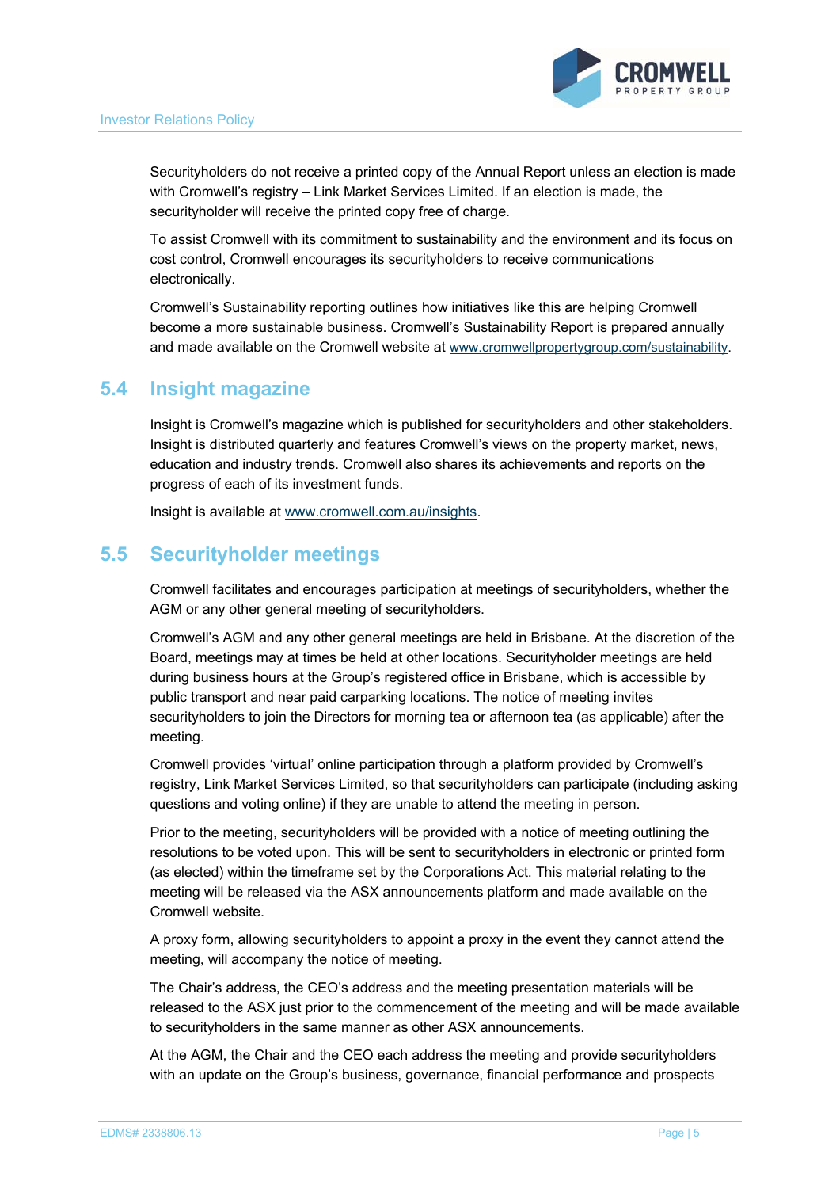Securityholders do not receive a printed copy of the Annual Report unless an election is made with Cromwell's registry – Link Market Services Limited. If an election is made, the securityholder will receive the printed copy free of charge.

To assist Cromwell with its commitment to sustainability and the environment and its focus on cost control, Cromwell encourages its securityholders to receive communications electronically.

Cromwell's Sustainability reporting outlines how initiatives like this are helping Cromwell become a more sustainable business. Cromwell's Sustainability Report is prepared annually and made available on the Cromwell website at www.cromwellpropertygroup.com/sustainability.

## 5.4 Insight magazine

Insight is Cromwell's magazine which is published for securityholders and other stakeholders. Insight is distributed quarterly and features Cromwell's views on the property market, news, education and industry trends. Cromwell also shares its achievements and reports on the progress of each of its investment funds.

Insight is available at www.cromwell.com.au/insights.

## 5.5 Securityholder meetings

Cromwell facilitates and encourages participation at meetings of securityholders, whether the AGM or any other general meeting of securityholders.

Cromwell's AGM and any other general meetings are held in Brisbane. At the discretion of the Board, meetings may at times be held at other locations. Securityholder meetings are held during business hours at the Group's registered office in Brisbane, which is accessible by public transport and near paid carparking locations. The notice of meeting invites securityholders to join the Directors for morning tea or afternoon tea (as applicable) after the meeting.

Cromwell provides 'virtual' online participation through a platform provided by Cromwell's registry, Link Market Services Limited, so that securityholders can participate (including asking questions and voting online) if they are unable to attend the meeting in person.

Prior to the meeting, securityholders will be provided with a notice of meeting outlining the resolutions to be voted upon. This will be sent to securityholders in electronic or printed form (as elected) within the timeframe set by the Corporations Act. This material relating to the meeting will be released via the ASX announcements platform and made available on the Cromwell website.

A proxy form, allowing securityholders to appoint a proxy in the event they cannot attend the meeting, will accompany the notice of meeting.

The Chair's address, the CEO's address and the meeting presentation materials will be released to the ASX just prior to the commencement of the meeting and will be made available to securityholders in the same manner as other ASX announcements.

At the AGM, the Chair and the CEO each address the meeting and provide securityholders with an update on the Group's business, governance, financial performance and prospects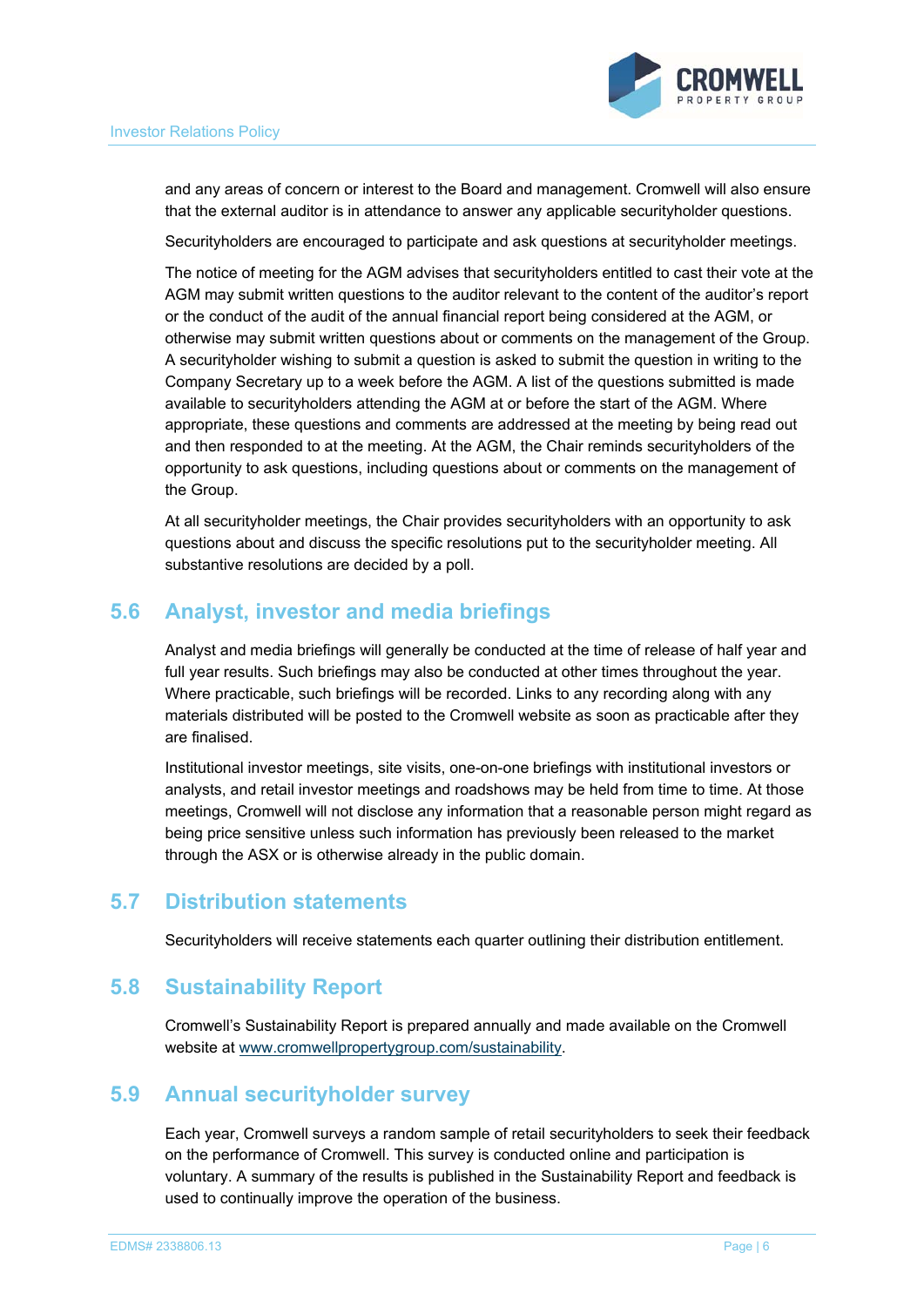and any areas of concern or interest to the Board and management. Cromwell will also ensure that the external auditor is in attendance to answer any applicable securityholder questions.

Securityholders are encouraged to participate and ask questions at securityholder meetings.

The notice of meeting for the AGM advises that securityholders entitled to cast their vote at the AGM may submit written questions to the auditor relevant to the content of the auditor's report or the conduct of the audit of the annual financial report being considered at the AGM, or otherwise may submit written questions about or comments on the management of the Group. A securityholder wishing to submit a question is asked to submit the question in writing to the Company Secretary up to a week before the AGM. A list of the questions submitted is made available to securityholders attending the AGM at or before the start of the AGM. Where appropriate, these questions and comments are addressed at the meeting by being read out and then responded to at the meeting. At the AGM, the Chair reminds securityholders of the opportunity to ask questions, including questions about or comments on the management of the Group.

At all securityholder meetings, the Chair provides securityholders with an opportunity to ask questions about and discuss the specific resolutions put to the securityholder meeting. All substantive resolutions are decided by a poll.

## 5.6 Analyst, investor and media briefings

Analyst and media briefings will generally be conducted at the time of release of half year and full year results. Such briefings may also be conducted at other times throughout the year. Where practicable, such briefings will be recorded. Links to any recording along with any materials distributed will be posted to the Cromwell website as soon as practicable after they are finalised.

Institutional investor meetings, site visits, one-on-one briefings with institutional investors or analysts, and retail investor meetings and roadshows may be held from time to time. At those meetings, Cromwell will not disclose any information that a reasonable person might regard as being price sensitive unless such information has previously been released to the market through the ASX or is otherwise already in the public domain.

## 5.7 Distribution statements

Securityholders will receive statements each quarter outlining their distribution entitlement.

## 5.8 Sustainability Report

Cromwell's Sustainability Report is prepared annually and made available on the Cromwell website at www.cromwellpropertygroup.com/sustainability.

## 5.9 Annual securityholder survey

Each year, Cromwell surveys a random sample of retail securityholders to seek their feedback on the performance of Cromwell. This survey is conducted online and participation is voluntary. A summary of the results is published in the Sustainability Report and feedback is used to continually improve the operation of the business.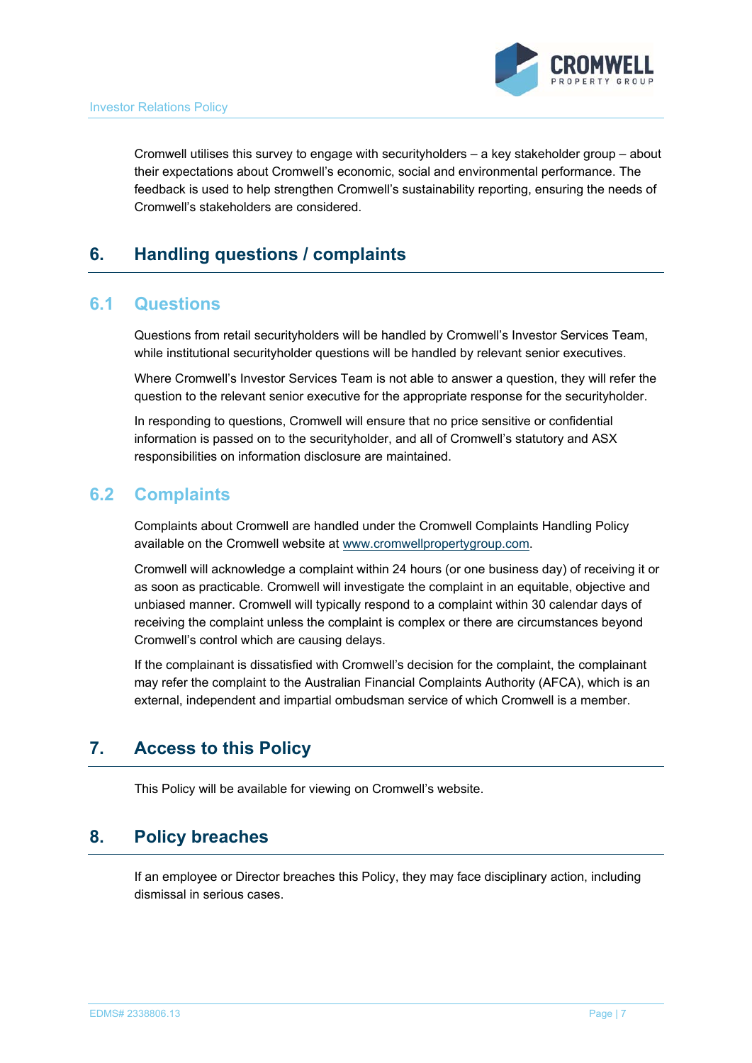Cromwell utilises this survey to engage with securityholders – a key stakeholder group – about their expectations about Cromwell's economic, social and environmental performance. The feedback is used to help strengthen Cromwell's sustainability reporting, ensuring the needs of Cromwell's stakeholders are considered.

# 6. Handling questions / complaints

## 6.1 Questions

Questions from retail securityholders will be handled by Cromwell's Investor Services Team, while institutional securityholder questions will be handled by relevant senior executives.

Where Cromwell's Investor Services Team is not able to answer a question, they will refer the question to the relevant senior executive for the appropriate response for the securityholder.

In responding to questions, Cromwell will ensure that no price sensitive or confidential information is passed on to the securityholder, and all of Cromwell's statutory and ASX responsibilities on information disclosure are maintained.

## 6.2 Complaints

Complaints about Cromwell are handled under the Cromwell Complaints Handling Policy available on the Cromwell website at www.cromwellpropertygroup.com.

Cromwell will acknowledge a complaint within 24 hours (or one business day) of receiving it or as soon as practicable. Cromwell will investigate the complaint in an equitable, objective and unbiased manner. Cromwell will typically respond to a complaint within 30 calendar days of receiving the complaint unless the complaint is complex or there are circumstances beyond Cromwell's control which are causing delays.

If the complainant is dissatisfied with Cromwell's decision for the complaint, the complainant may refer the complaint to the Australian Financial Complaints Authority (AFCA), which is an external, independent and impartial ombudsman service of which Cromwell is a member.

# 7. Access to this Policy

This Policy will be available for viewing on Cromwell's website.

# 8. Policy breaches

If an employee or Director breaches this Policy, they may face disciplinary action, including dismissal in serious cases.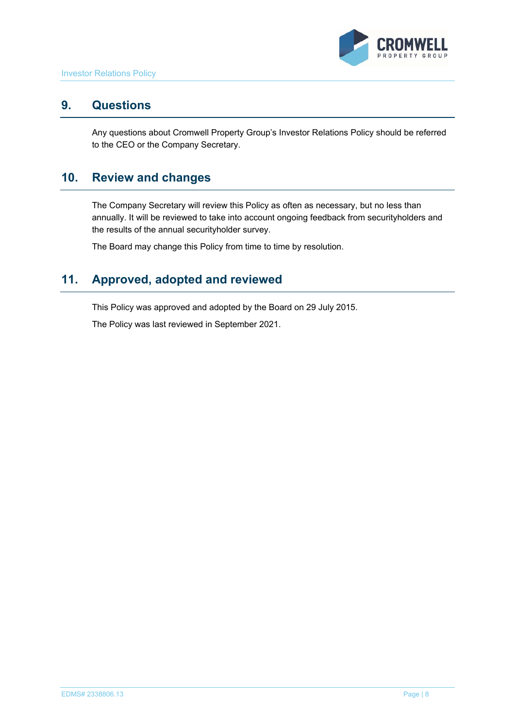## 9. Questions

Any questions about Cromwell Property Group's Investor Relations Policy should be referred to the CEO or the Company Secretary.

## 10. Review and changes

The Company Secretary will review this Policy as often as necessary, but no less than annually. It will be reviewed to take into account ongoing feedback from securityholders and the results of the annual securityholder survey.

The Board may change this Policy from time to time by resolution.

## 11. Approved, adopted and reviewed

This Policy was approved and adopted by the Board on 29 July 2015.

The Policy was last reviewed in September 2021.